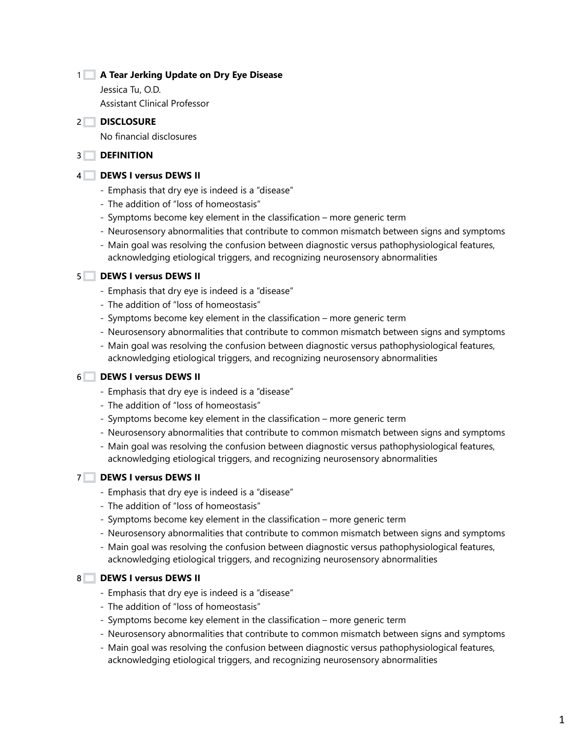1 **A Tear Jerking Update on Dry Eye Disease**

Jessica Tu, O.D.

Assistant Clinical Professor

2 **DISCLOSURE**

No financial disclosures

3 **DEFINITION**

4 **DEWS I versus DEWS II**

- Emphasis that dry eye is indeed is a "disease"
- The addition of "loss of homeostasis"
- Symptoms become key element in the classification – more generic term
- Neurosensory abnormalities that contribute to common mismatch between signs and symptoms
- Main goal was resolving the confusion between diagnostic versus pathophysiological features, acknowledging etiological triggers, and recognizing neurosensory abnormalities

5 **DEWS I versus DEWS II**

- Emphasis that dry eye is indeed is a "disease"
- The addition of "loss of homeostasis"
- Symptoms become key element in the classification – more generic term
- Neurosensory abnormalities that contribute to common mismatch between signs and symptoms
- Main goal was resolving the confusion between diagnostic versus pathophysiological features, acknowledging etiological triggers, and recognizing neurosensory abnormalities

6 **DEWS I versus DEWS II**

- Emphasis that dry eye is indeed is a "disease"
- The addition of "loss of homeostasis"
- Symptoms become key element in the classification – more generic term
- Neurosensory abnormalities that contribute to common mismatch between signs and symptoms
- Main goal was resolving the confusion between diagnostic versus pathophysiological features, acknowledging etiological triggers, and recognizing neurosensory abnormalities

7 **DEWS I versus DEWS II**

- Emphasis that dry eye is indeed is a "disease"
- The addition of "loss of homeostasis"
- Symptoms become key element in the classification – more generic term
- Neurosensory abnormalities that contribute to common mismatch between signs and symptoms
- Main goal was resolving the confusion between diagnostic versus pathophysiological features, acknowledging etiological triggers, and recognizing neurosensory abnormalities

8 **DEWS I versus DEWS II**

- Emphasis that dry eye is indeed is a "disease"
- The addition of "loss of homeostasis"
- Symptoms become key element in the classification – more generic term
- Neurosensory abnormalities that contribute to common mismatch between signs and symptoms
- Main goal was resolving the confusion between diagnostic versus pathophysiological features, acknowledging etiological triggers, and recognizing neurosensory abnormalities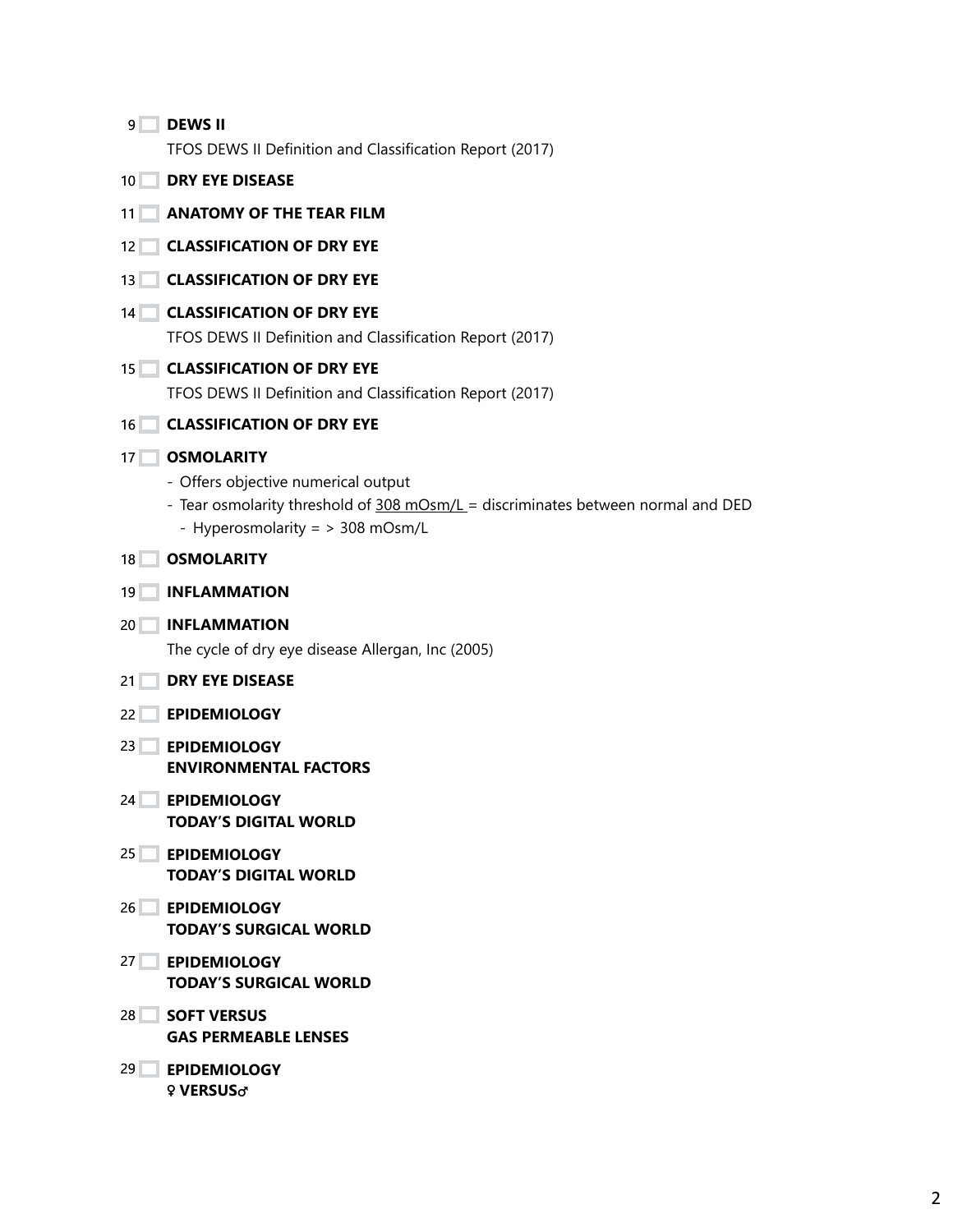9 **DEWS II**

TFOS DEWS II Definition and Classification Report (2017)

10 **DRY EYE DISEASE**

11 **ANATOMY OF THE TEAR FILM**

12 **CLASSIFICATION OF DRY EYE**

13 **CLASSIFICATION OF DRY EYE**

14 **CLASSIFICATION OF DRY EYE**

TFOS DEWS II Definition and Classification Report (2017)

15 **CLASSIFICATION OF DRY EYE**

TFOS DEWS II Definition and Classification Report (2017)

16 **CLASSIFICATION OF DRY EYE**

17 **OSMOLARITY**

- Offers objective numerical output
- Tear osmolarity threshold of 308 mOsm/L = discriminates between normal and DED
  - Hyperosmolarity = > 308 mOsm/L

18 **OSMOLARITY**

19 **INFLAMMATION**

20 **INFLAMMATION**

The cycle of dry eye disease Allergan, Inc (2005)

21 **DRY EYE DISEASE**

22 **EPIDEMIOLOGY**

23 **EPIDEMIOLOGY**
**ENVIRONMENTAL FACTORS**

24 **EPIDEMIOLOGY**
**TODAY'S DIGITAL WORLD**

25 **EPIDEMIOLOGY**
**TODAY'S DIGITAL WORLD**

26 **EPIDEMIOLOGY**
**TODAY'S SURGICAL WORLD**

27 **EPIDEMIOLOGY**
**TODAY'S SURGICAL WORLD**

28 **SOFT VERSUS**
**GAS PERMEABLE LENSES**

29 **EPIDEMIOLOGY**
**♀ VERSUS♂**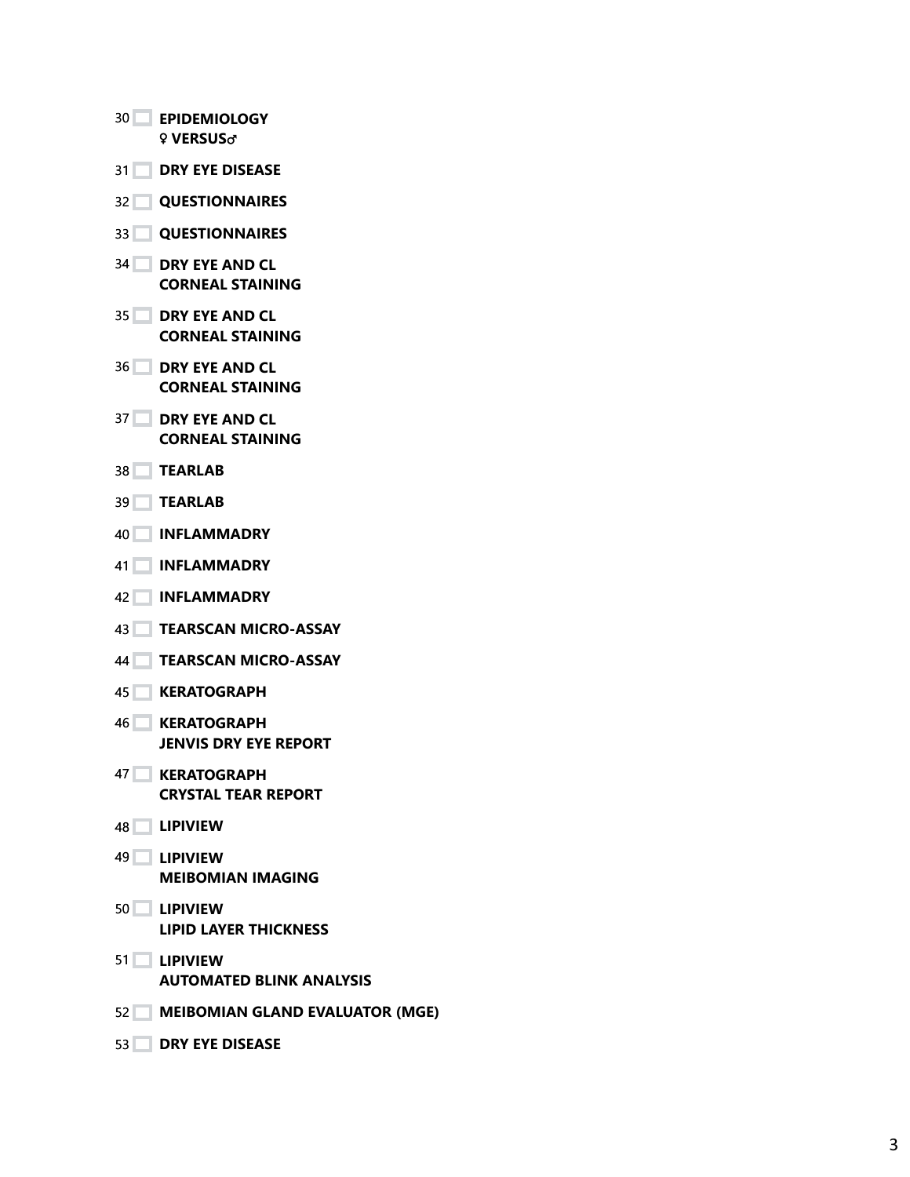- 30 ☐ **EPIDEMIOLOGY**
  **♀ VERSUS♂**
- 31 ☐ **DRY EYE DISEASE**
- 32 ☐ **QUESTIONNAIRES**
- 33 ☐ **QUESTIONNAIRES**
- 34 ☐ **DRY EYE AND CL**
  **CORNEAL STAINING**
- 35 ☐ **DRY EYE AND CL**
  **CORNEAL STAINING**
- 36 ☐ **DRY EYE AND CL**
  **CORNEAL STAINING**
- 37 ☐ **DRY EYE AND CL**
  **CORNEAL STAINING**
- 38 ☐ **TEARLAB**
- 39 ☐ **TEARLAB**
- 40 ☐ **INFLAMMADRY**
- 41 ☐ **INFLAMMADRY**
- 42 ☐ **INFLAMMADRY**
- 43 ☐ **TEARSCAN MICRO-ASSAY**
- 44 ☐ **TEARSCAN MICRO-ASSAY**
- 45 ☐ **KERATOGRAPH**
- 46 ☐ **KERATOGRAPH**
  **JENVIS DRY EYE REPORT**
- 47 ☐ **KERATOGRAPH**
  **CRYSTAL TEAR REPORT**
- 48 ☐ **LIPIVIEW**
- 49 ☐ **LIPIVIEW**
  **MEIBOMIAN IMAGING**
- 50 ☐ **LIPIVIEW**
  **LIPID LAYER THICKNESS**
- 51 ☐ **LIPIVIEW**
  **AUTOMATED BLINK ANALYSIS**
- 52 ☐ **MEIBOMIAN GLAND EVALUATOR (MGE)**
- 53 ☐ **DRY EYE DISEASE**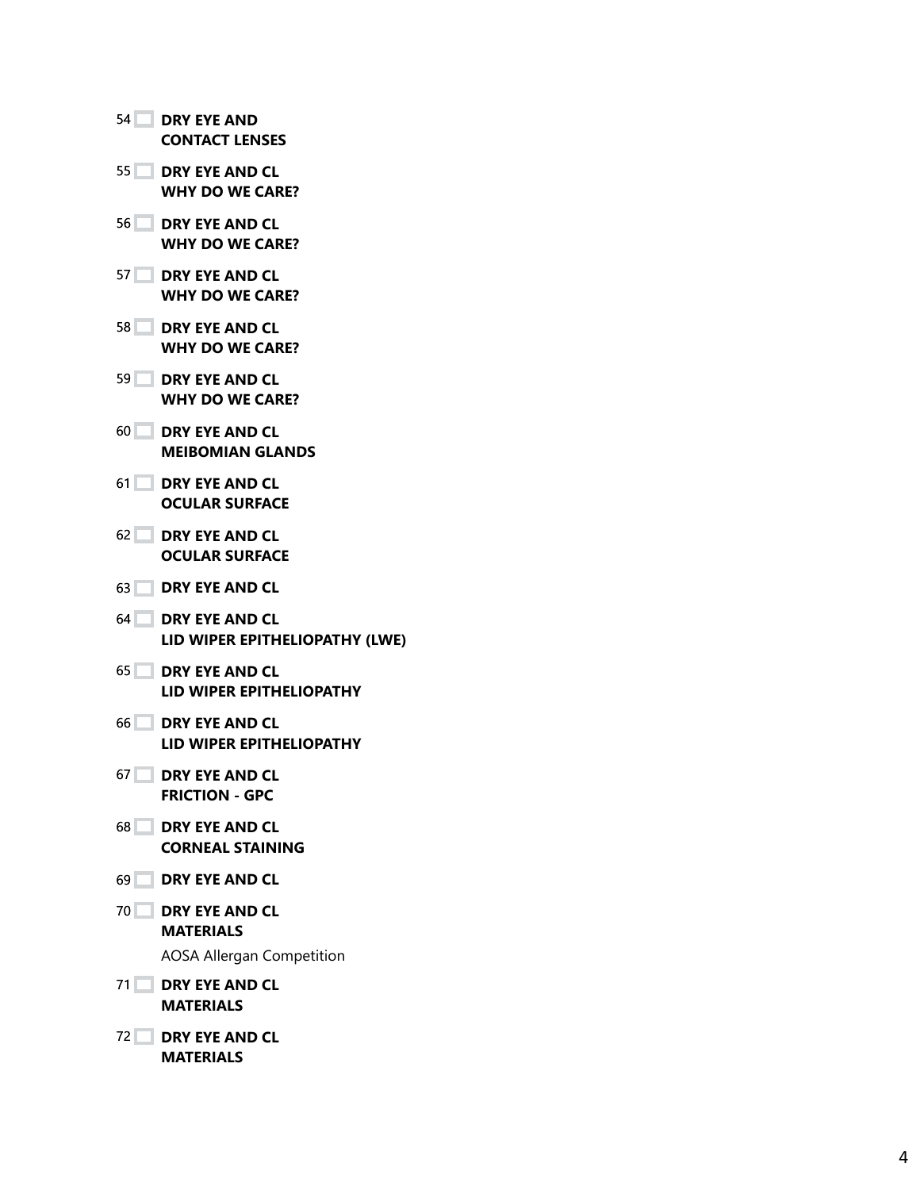54 **DRY EYE AND**
**CONTACT LENSES**

55 **DRY EYE AND CL**
**WHY DO WE CARE?**

56 **DRY EYE AND CL**
**WHY DO WE CARE?**

57 **DRY EYE AND CL**
**WHY DO WE CARE?**

58 **DRY EYE AND CL**
**WHY DO WE CARE?**

59 **DRY EYE AND CL**
**WHY DO WE CARE?**

60 **DRY EYE AND CL**
**MEIBOMIAN GLANDS**

61 **DRY EYE AND CL**
**OCULAR SURFACE**

62 **DRY EYE AND CL**
**OCULAR SURFACE**

63 **DRY EYE AND CL**

64 **DRY EYE AND CL**
**LID WIPER EPITHELIOPATHY (LWE)**

65 **DRY EYE AND CL**
**LID WIPER EPITHELIOPATHY**

66 **DRY EYE AND CL**
**LID WIPER EPITHELIOPATHY**

67 **DRY EYE AND CL**
**FRICTION - GPC**

68 **DRY EYE AND CL**
**CORNEAL STAINING**

69 **DRY EYE AND CL**

70 **DRY EYE AND CL**
**MATERIALS**

AOSA Allergan Competition

71 **DRY EYE AND CL**
**MATERIALS**

72 **DRY EYE AND CL**
**MATERIALS**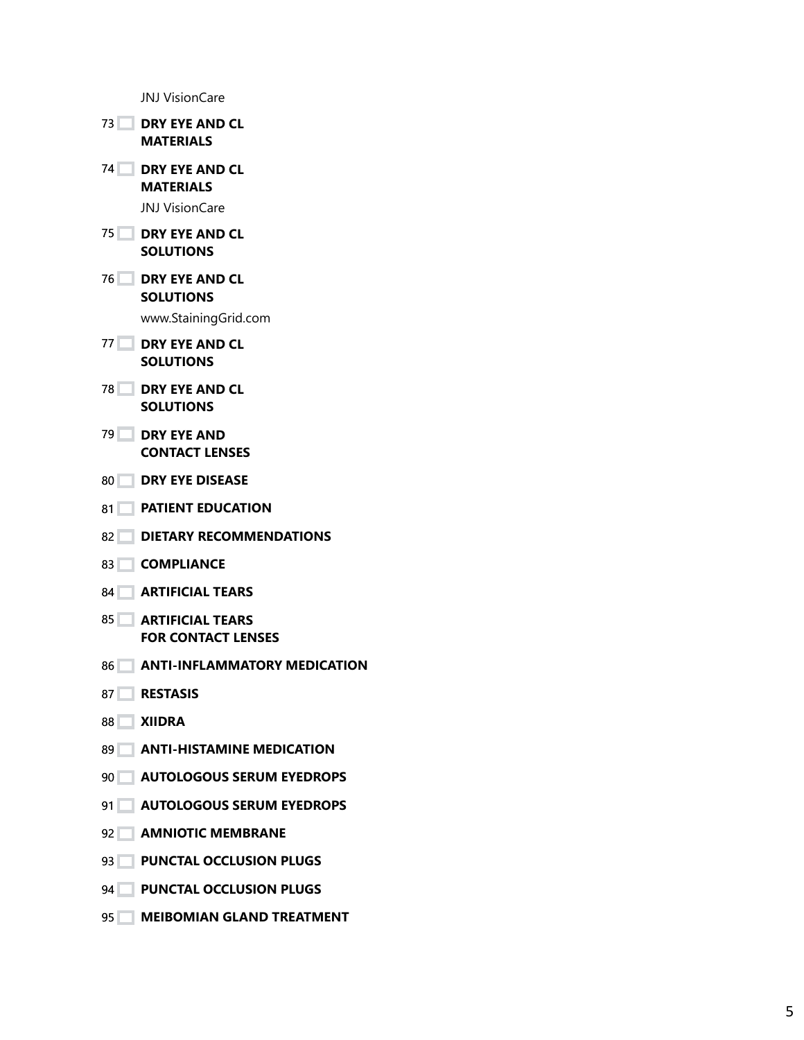JNJ VisionCare

73 ☐ **DRY EYE AND CL MATERIALS**

74 ☐ **DRY EYE AND CL MATERIALS**

JNJ VisionCare

75 ☐ **DRY EYE AND CL SOLUTIONS**

76 ☐ **DRY EYE AND CL SOLUTIONS**

www.StainingGrid.com

77 ☐ **DRY EYE AND CL SOLUTIONS**

78 ☐ **DRY EYE AND CL SOLUTIONS**

79 ☐ **DRY EYE AND CONTACT LENSES**

80 ☐ **DRY EYE DISEASE**

81 ☐ **PATIENT EDUCATION**

82 ☐ **DIETARY RECOMMENDATIONS**

83 ☐ **COMPLIANCE**

84 ☐ **ARTIFICIAL TEARS**

85 ☐ **ARTIFICIAL TEARS FOR CONTACT LENSES**

86 ☐ **ANTI-INFLAMMATORY MEDICATION**

87 ☐ **RESTASIS**

88 ☐ **XIIDRA**

89 ☐ **ANTI-HISTAMINE MEDICATION**

90 ☐ **AUTOLOGOUS SERUM EYEDROPS**

91 ☐ **AUTOLOGOUS SERUM EYEDROPS**

92 ☐ **AMNIOTIC MEMBRANE**

93 ☐ **PUNCTAL OCCLUSION PLUGS**

94 ☐ **PUNCTAL OCCLUSION PLUGS**

95 ☐ **MEIBOMIAN GLAND TREATMENT**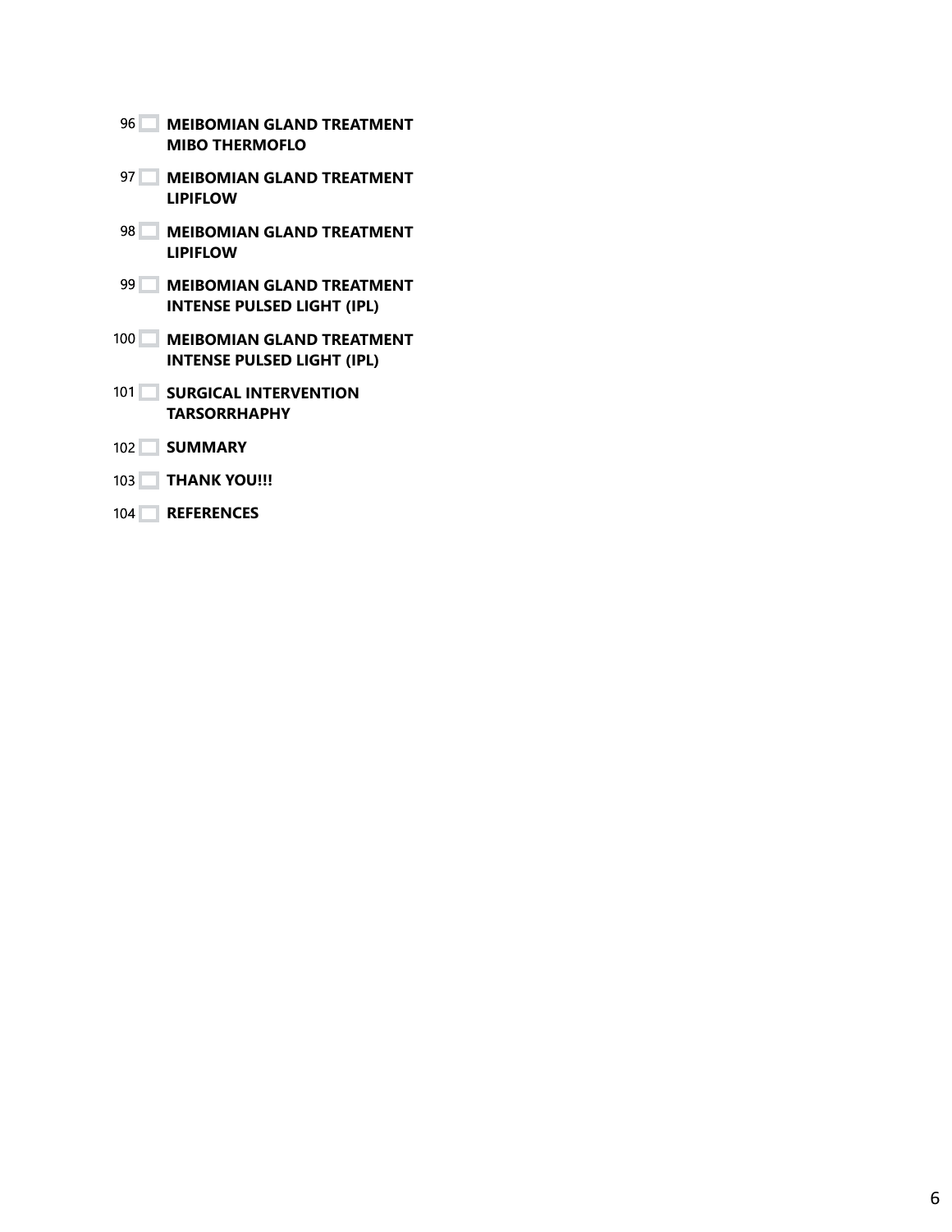96 **MEIBOMIAN GLAND TREATMENT MIBO THERMOFLO**

97 **MEIBOMIAN GLAND TREATMENT LIPIFLOW**

98 **MEIBOMIAN GLAND TREATMENT LIPIFLOW**

99 **MEIBOMIAN GLAND TREATMENT INTENSE PULSED LIGHT (IPL)**

100 **MEIBOMIAN GLAND TREATMENT INTENSE PULSED LIGHT (IPL)**

101 **SURGICAL INTERVENTION TARSORRHAPHY**

102 **SUMMARY**

103 **THANK YOU!!!**

104 **REFERENCES**